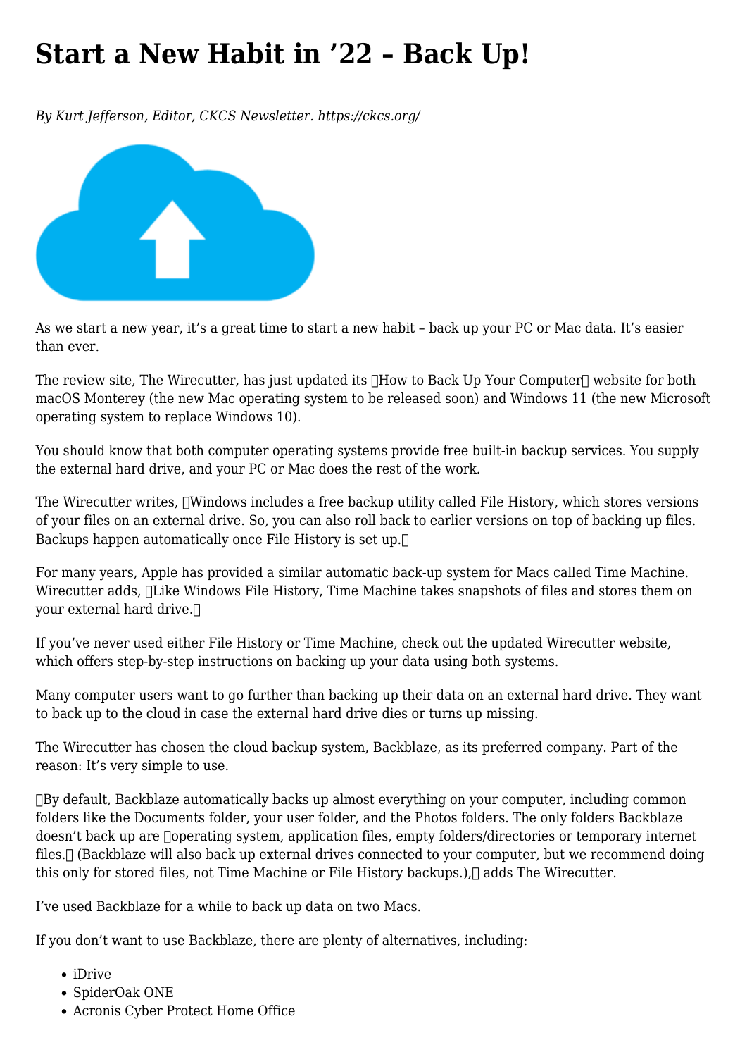# Start a New Habit in '22 – Back Up!

*By Kurt Jefferson, Editor, CKCS Newsletter. https://ckcs.org/*

As we start a new year, it's a great time to start a new habit – back up your PC or Mac data. It's easier than ever.

The review site, The Wirecutter, has just updated its "How to Back Up Your Computer" website for both macOS Monterey (the new Mac operating system to be released soon) and Windows 11 (the new Microsoft operating system to replace Windows 10).

You should know that both computer operating systems provide free built-in backup services. You supply the external hard drive, and your PC or Mac does the rest of the work.

The Wirecutter writes, "Windows includes a free backup utility called File History, which stores versions of your files on an external drive. So, you can also roll back to earlier versions on top of backing up files. Backups happen automatically once File History is set up."

For many years, Apple has provided a similar automatic back-up system for Macs called Time Machine. Wirecutter adds, "Like Windows File History, Time Machine takes snapshots of files and stores them on your external hard drive."

If you've never used either File History or Time Machine, check out the updated Wirecutter website, which offers step-by-step instructions on backing up your data using both systems.

Many computer users want to go further than backing up their data on an external hard drive. They want to back up to the cloud in case the external hard drive dies or turns up missing.

The Wirecutter has chosen the cloud backup system, Backblaze, as its preferred company. Part of the reason: It's very simple to use.

"By default, Backblaze automatically backs up almost everything on your computer, including common folders like the Documents folder, your user folder, and the Photos folders. The only folders Backblaze doesn't back up are "operating system, application files, empty folders/directories or temporary internet files." (Backblaze will also back up external drives connected to your computer, but we recommend doing this only for stored files, not Time Machine or File History backups.)," adds The Wirecutter.

I've used Backblaze for a while to back up data on two Macs.

If you don't want to use Backblaze, there are plenty of alternatives, including:

- iDrive
- SpiderOak ONE
- Acronis Cyber Protect Home Office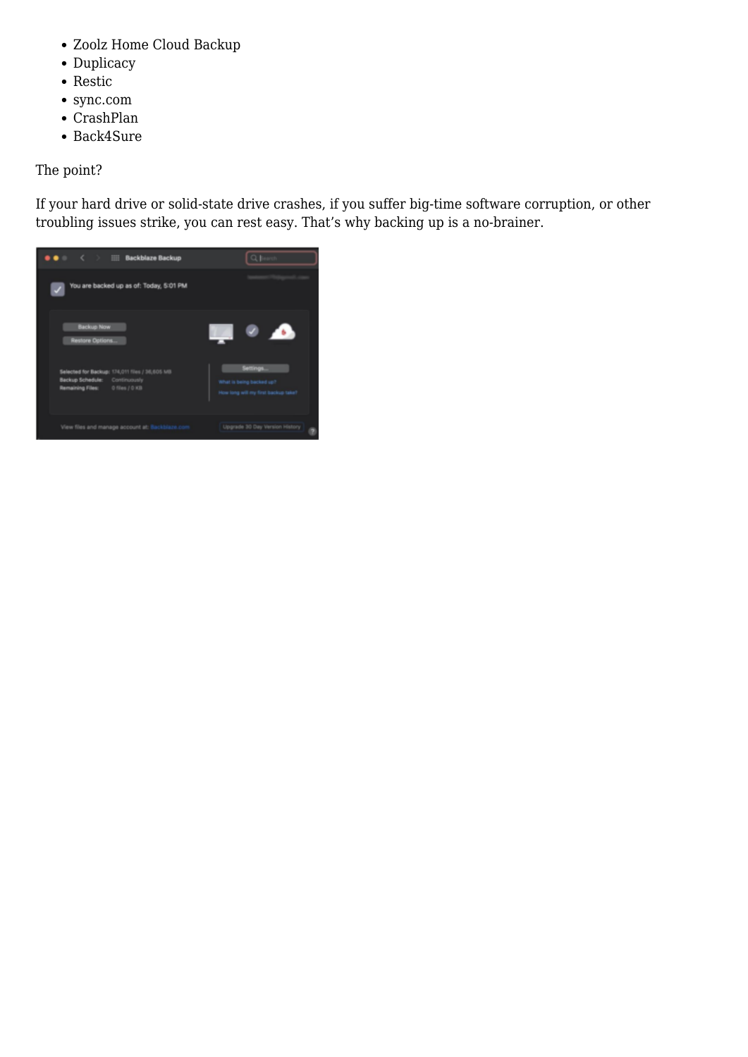- Zoolz Home Cloud Backup
- Duplicacy
- Restic
- sync.com
- CrashPlan
- Back4Sure

The point?

If your hard drive or solid-state drive crashes, if you suffer big-time software corruption, or other troubling issues strike, you can rest easy. That's why backing up is a no-brainer.